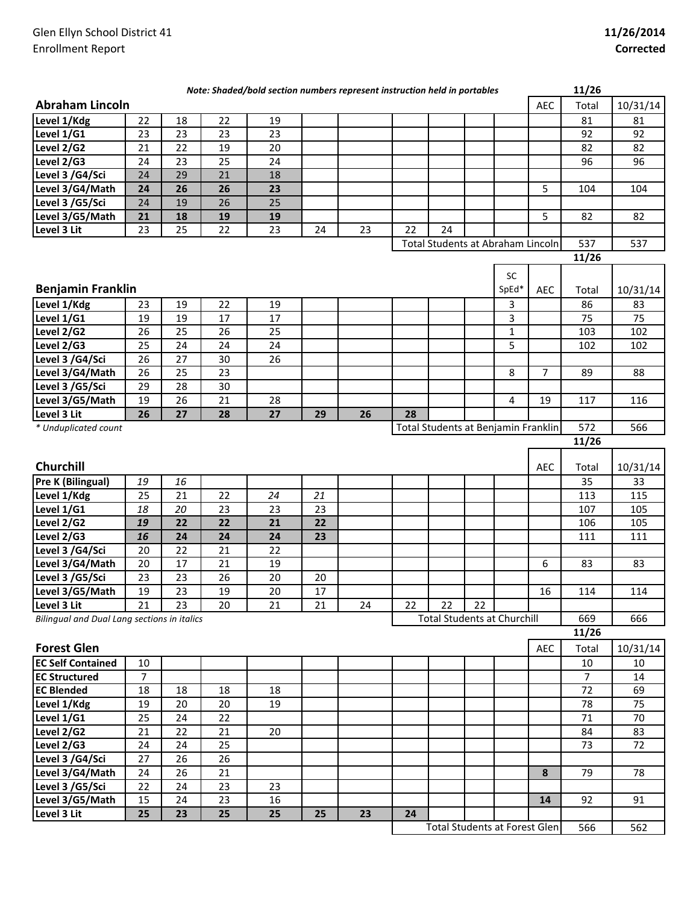Glen Ellyn School District 41
Enrollment Report

**11/26/2014**
**Corrected**

***Note: Shaded/bold section numbers represent instruction held in portables***

## Abraham Lincoln

| Abraham Lincoln | | | | | | | | | | | AEC | 11/26 Total | 10/31/14 |
|---|---|---|---|---|---|---|---|---|---|---|---|---|---|
| Level 1/Kdg | 22 | 18 | 22 | 19 | | | | | | | | 81 | 81 |
| Level 1/G1 | 23 | 23 | 23 | 23 | | | | | | | | 92 | 92 |
| Level 2/G2 | 21 | 22 | 19 | 20 | | | | | | | | 82 | 82 |
| Level 2/G3 | 24 | 23 | 25 | 24 | | | | | | | | 96 | 96 |
| Level 3 /G4/Sci | 24 | 29 | 21 | 18 | | | | | | | | | |
| Level 3/G4/Math | **24** | **26** | **26** | **23** | | | | | | | 5 | 104 | 104 |
| Level 3 /G5/Sci | 24 | 19 | 26 | 25 | | | | | | | | | |
| Level 3/G5/Math | **21** | **18** | **19** | **19** | | | | | | | 5 | 82 | 82 |
| Level 3 Lit | 23 | 25 | 22 | 23 | 24 | 23 | 22 | 24 | | | | | |
| | | | | | | | Total Students at Abraham Lincoln | | | | | 537 | 537 |

## Benjamin Franklin

| Benjamin Franklin | | | | | | | | | | SC SpEd* | AEC | 11/26 Total | 10/31/14 |
|---|---|---|---|---|---|---|---|---|---|---|---|---|---|
| Level 1/Kdg | 23 | 19 | 22 | 19 | | | | | | 3 | | 86 | 83 |
| Level 1/G1 | 19 | 19 | 17 | 17 | | | | | | 3 | | 75 | 75 |
| Level 2/G2 | 26 | 25 | 26 | 25 | | | | | | 1 | | 103 | 102 |
| Level 2/G3 | 25 | 24 | 24 | 24 | | | | | | 5 | | 102 | 102 |
| Level 3 /G4/Sci | 26 | 27 | 30 | 26 | | | | | | | | | |
| Level 3/G4/Math | 26 | 25 | 23 | | | | | | | 8 | 7 | 89 | 88 |
| Level 3 /G5/Sci | 29 | 28 | 30 | | | | | | | | | | |
| Level 3/G5/Math | 19 | 26 | 21 | 28 | | | | | | 4 | 19 | 117 | 116 |
| Level 3 Lit | **26** | **27** | **28** | **27** | **29** | **26** | **28** | | | | | | |
| | | | | | | | Total Students at Benjamin Franklin | | | | | 572 | 566 |

*\* Unduplicated count*

## Churchill

| Churchill | | | | | | | | | | | AEC | 11/26 Total | 10/31/14 |
|---|---|---|---|---|---|---|---|---|---|---|---|---|---|
| Pre K (Bilingual) | *19* | *16* | | | | | | | | | | 35 | 33 |
| Level 1/Kdg | 25 | 21 | 22 | *24* | *21* | | | | | | | 113 | 115 |
| Level 1/G1 | *18* | *20* | 23 | 23 | 23 | | | | | | | 107 | 105 |
| Level 2/G2 | ***19*** | **22** | **22** | **21** | **22** | | | | | | | 106 | 105 |
| Level 2/G3 | ***16*** | **24** | **24** | **24** | **23** | | | | | | | 111 | 111 |
| Level 3 /G4/Sci | 20 | 22 | 21 | 22 | | | | | | | | | |
| Level 3/G4/Math | 20 | 17 | 21 | 19 | | | | | | | 6 | 83 | 83 |
| Level 3 /G5/Sci | 23 | 23 | 26 | 20 | 20 | | | | | | | | |
| Level 3/G5/Math | 19 | 23 | 19 | 20 | 17 | | | | | | 16 | 114 | 114 |
| Level 3 Lit | 21 | 23 | 20 | 21 | 21 | 24 | 22 | 22 | 22 | | | | |
| | | | | | | | Total Students at Churchill | | | | | 669 | 666 |

*Bilingual and Dual Lang sections in italics*

## Forest Glen

| Forest Glen | | | | | | | | | | | AEC | 11/26 Total | 10/31/14 |
|---|---|---|---|---|---|---|---|---|---|---|---|---|---|
| EC Self Contained | 10 | | | | | | | | | | | 10 | 10 |
| EC Structured | 7 | | | | | | | | | | | 7 | 14 |
| EC Blended | 18 | 18 | 18 | 18 | | | | | | | | 72 | 69 |
| Level 1/Kdg | 19 | 20 | 20 | 19 | | | | | | | | 78 | 75 |
| Level 1/G1 | 25 | 24 | 22 | | | | | | | | | 71 | 70 |
| Level 2/G2 | 21 | 22 | 21 | 20 | | | | | | | | 84 | 83 |
| Level 2/G3 | 24 | 24 | 25 | | | | | | | | | 73 | 72 |
| Level 3 /G4/Sci | 27 | 26 | 26 | | | | | | | | | | |
| Level 3/G4/Math | 24 | 26 | 21 | | | | | | | | **8** | 79 | 78 |
| Level 3 /G5/Sci | 22 | 24 | 23 | 23 | | | | | | | | | |
| Level 3/G5/Math | 15 | 24 | 23 | 16 | | | | | | | **14** | 92 | 91 |
| Level 3 Lit | **25** | **23** | **25** | **25** | **25** | **23** | **24** | | | | | | |
| | | | | | | | Total Students at Forest Glen | | | | | 566 | 562 |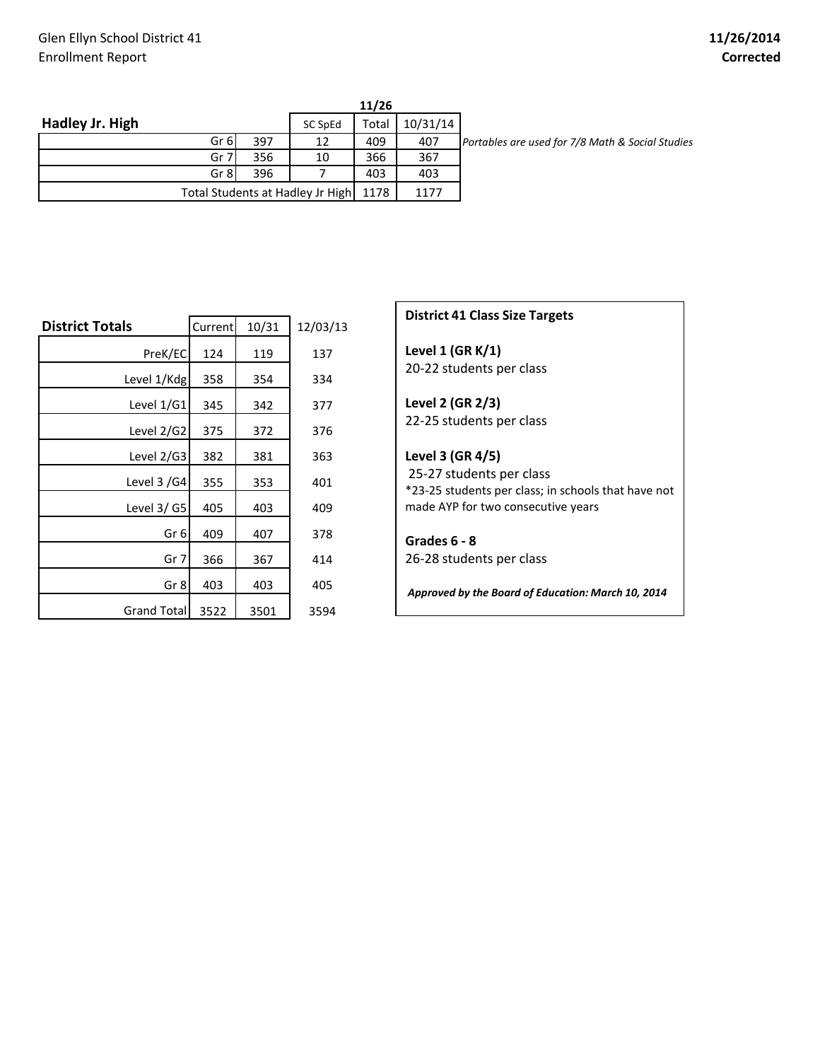Glen Ellyn School District 41
Enrollment Report

**11/26/2014**
**Corrected**

| **Hadley Jr. High** | | SC SpEd | 11/26 Total | 10/31/14 |
|---|---|---|---|---|
| Gr 6 | 397 | 12 | 409 | 407 |
| Gr 7 | 356 | 10 | 366 | 367 |
| Gr 8 | 396 | 7 | 403 | 403 |
| Total Students at Hadley Jr High | | | 1178 | 1177 |

*Portables are used for 7/8 Math & Social Studies*

| **District Totals** | Current | 10/31 | 12/03/13 |
|---|---|---|---|
| PreK/EC | 124 | 119 | 137 |
| Level 1/Kdg | 358 | 354 | 334 |
| Level 1/G1 | 345 | 342 | 377 |
| Level 2/G2 | 375 | 372 | 376 |
| Level 2/G3 | 382 | 381 | 363 |
| Level 3 /G4 | 355 | 353 | 401 |
| Level 3/ G5 | 405 | 403 | 409 |
| Gr 6 | 409 | 407 | 378 |
| Gr 7 | 366 | 367 | 414 |
| Gr 8 | 403 | 403 | 405 |
| Grand Total | 3522 | 3501 | 3594 |

**District 41 Class Size Targets**

**Level 1 (GR K/1)**
20-22 students per class

**Level 2 (GR 2/3)**
22-25 students per class

**Level 3 (GR 4/5)**
25-27 students per class
*23-25 students per class; in schools that have not made AYP for two consecutive years

**Grades 6 - 8**
26-28 students per class

***Approved by the Board of Education: March 10, 2014***